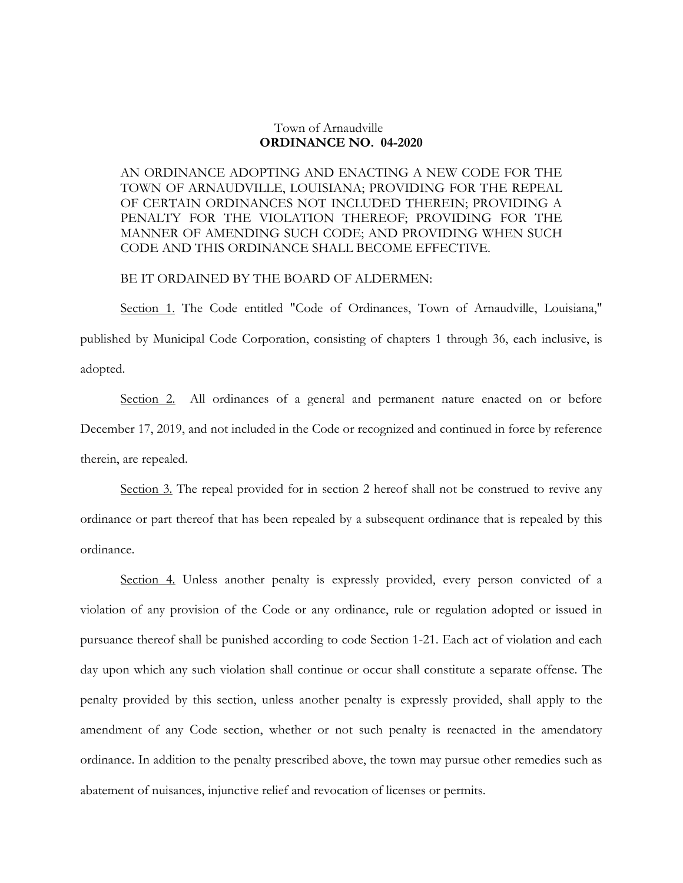Town of Arnaudville
**ORDINANCE NO. 04-2020**

AN ORDINANCE ADOPTING AND ENACTING A NEW CODE FOR THE TOWN OF ARNAUDVILLE, LOUISIANA; PROVIDING FOR THE REPEAL OF CERTAIN ORDINANCES NOT INCLUDED THEREIN; PROVIDING A PENALTY FOR THE VIOLATION THEREOF; PROVIDING FOR THE MANNER OF AMENDING SUCH CODE; AND PROVIDING WHEN SUCH CODE AND THIS ORDINANCE SHALL BECOME EFFECTIVE.

BE IT ORDAINED BY THE BOARD OF ALDERMEN:

<u>Section 1.</u> The Code entitled "Code of Ordinances, Town of Arnaudville, Louisiana," published by Municipal Code Corporation, consisting of chapters 1 through 36, each inclusive, is adopted.

<u>Section 2.</u> All ordinances of a general and permanent nature enacted on or before December 17, 2019, and not included in the Code or recognized and continued in force by reference therein, are repealed.

<u>Section 3.</u> The repeal provided for in section 2 hereof shall not be construed to revive any ordinance or part thereof that has been repealed by a subsequent ordinance that is repealed by this ordinance.

<u>Section 4.</u> Unless another penalty is expressly provided, every person convicted of a violation of any provision of the Code or any ordinance, rule or regulation adopted or issued in pursuance thereof shall be punished according to code Section 1-21. Each act of violation and each day upon which any such violation shall continue or occur shall constitute a separate offense. The penalty provided by this section, unless another penalty is expressly provided, shall apply to the amendment of any Code section, whether or not such penalty is reenacted in the amendatory ordinance. In addition to the penalty prescribed above, the town may pursue other remedies such as abatement of nuisances, injunctive relief and revocation of licenses or permits.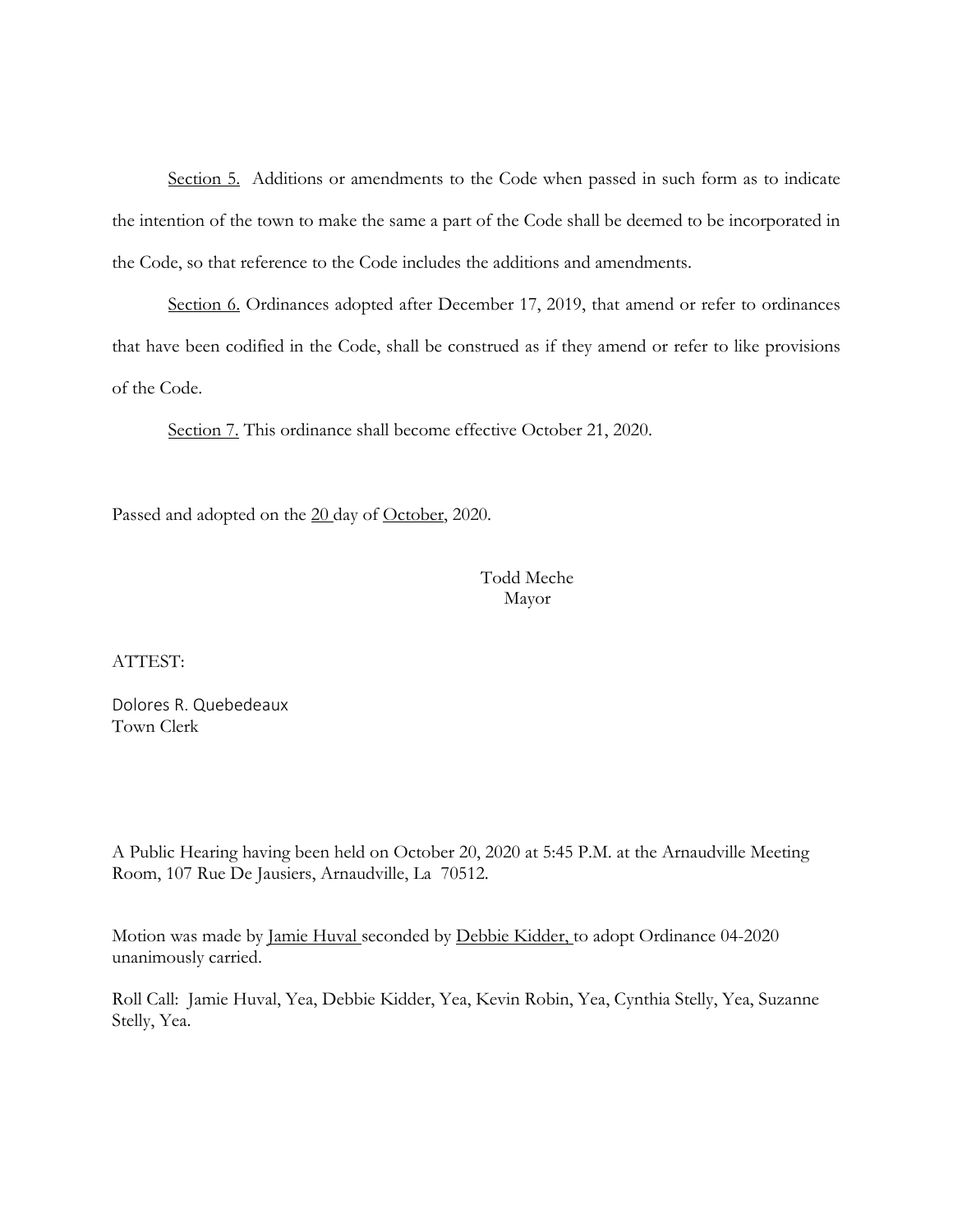Section 5. Additions or amendments to the Code when passed in such form as to indicate the intention of the town to make the same a part of the Code shall be deemed to be incorporated in the Code, so that reference to the Code includes the additions and amendments.

Section 6. Ordinances adopted after December 17, 2019, that amend or refer to ordinances that have been codified in the Code, shall be construed as if they amend or refer to like provisions of the Code.

Section 7. This ordinance shall become effective October 21, 2020.

Passed and adopted on the 20 day of October, 2020.

Todd Meche
Mayor

ATTEST:

Dolores R. Quebedeaux
Town Clerk

A Public Hearing having been held on October 20, 2020 at 5:45 P.M. at the Arnaudville Meeting Room, 107 Rue De Jausiers, Arnaudville, La 70512.

Motion was made by Jamie Huval seconded by Debbie Kidder, to adopt Ordinance 04-2020 unanimously carried.

Roll Call: Jamie Huval, Yea, Debbie Kidder, Yea, Kevin Robin, Yea, Cynthia Stelly, Yea, Suzanne Stelly, Yea.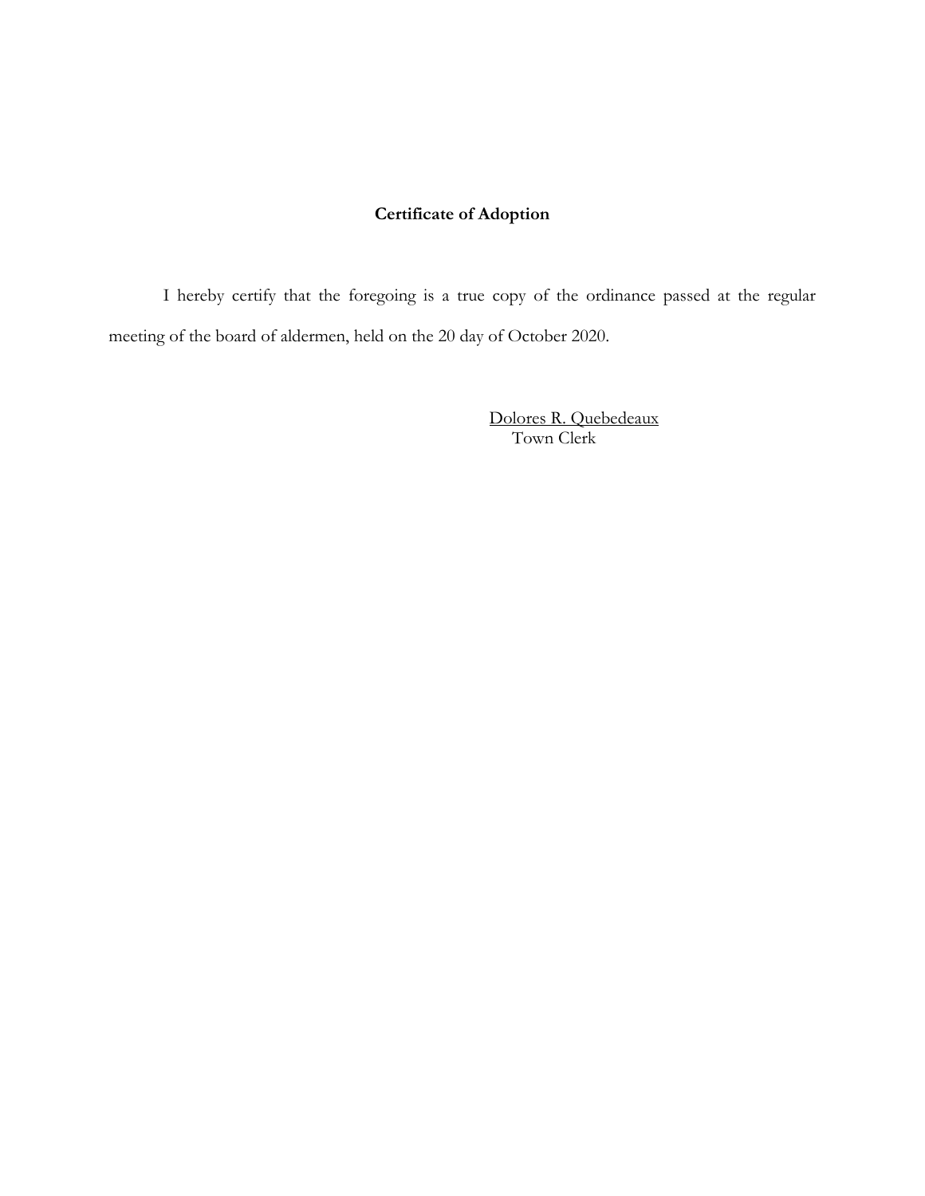**Certificate of Adoption**

I hereby certify that the foregoing is a true copy of the ordinance passed at the regular meeting of the board of aldermen, held on the 20 day of October 2020.

Dolores R. Quebedeaux
Town Clerk